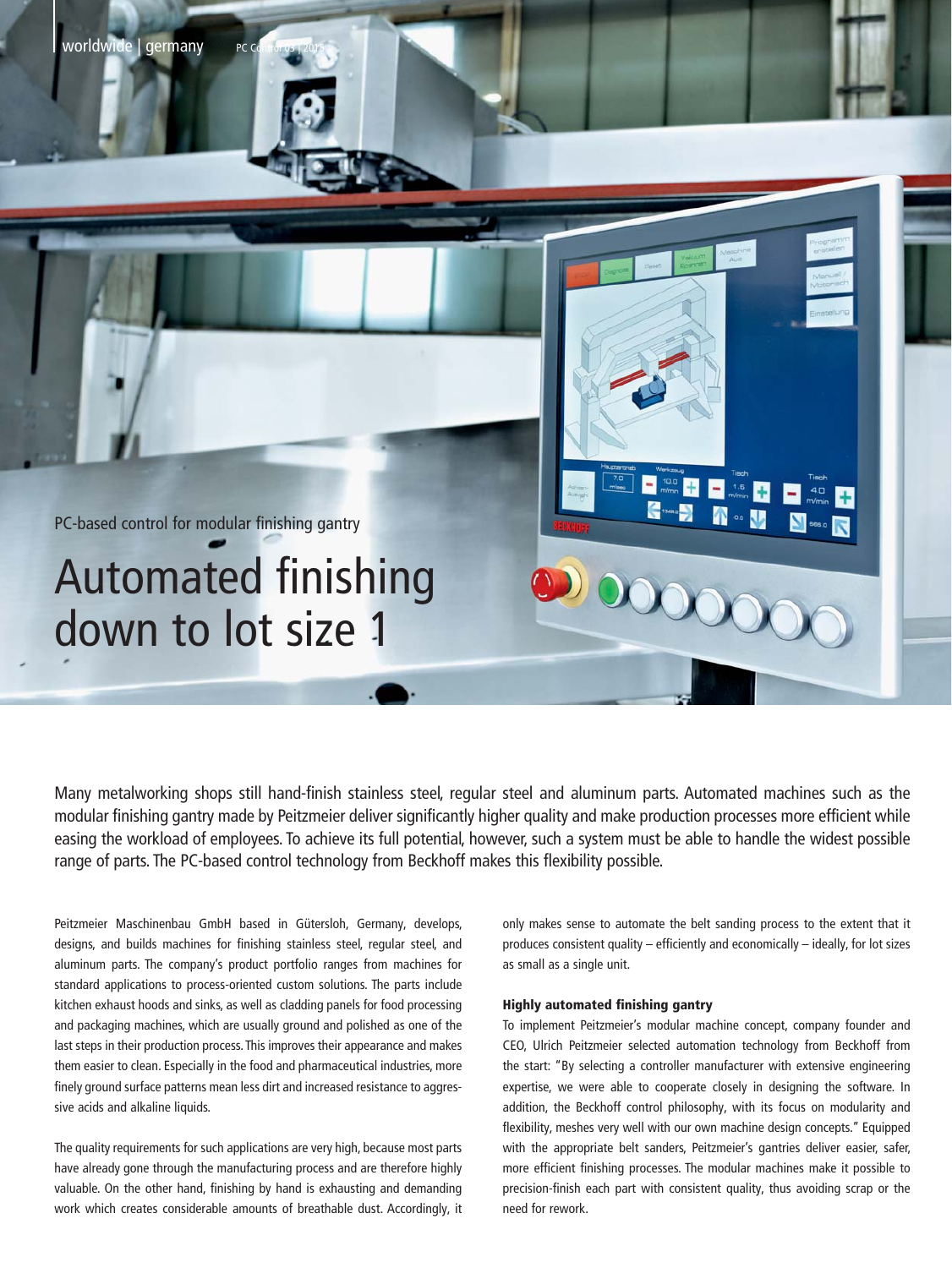PC-based control for modular finishing gantry

# Automated finishing down to lot size 1

Many metalworking shops still hand-finish stainless steel, regular steel and aluminum parts. Automated machines such as the modular finishing gantry made by Peitzmeier deliver significantly higher quality and make production processes more efficient while easing the workload of employees. To achieve its full potential, however, such a system must be able to handle the widest possible range of parts. The PC-based control technology from Beckhoff makes this flexibility possible.

Peitzmeier Maschinenbau GmbH based in Gütersloh, Germany, develops, designs, and builds machines for finishing stainless steel, regular steel, and aluminum parts. The company's product portfolio ranges from machines for standard applications to process-oriented custom solutions. The parts include kitchen exhaust hoods and sinks, as well as cladding panels for food processing and packaging machines, which are usually ground and polished as one of the last steps in their production process. This improves their appearance and makes them easier to clean. Especially in the food and pharmaceutical industries, more finely ground surface patterns mean less dirt and increased resistance to aggressive acids and alkaline liquids.

The quality requirements for such applications are very high, because most parts have already gone through the manufacturing process and are therefore highly valuable. On the other hand, finishing by hand is exhausting and demanding work which creates considerable amounts of breathable dust. Accordingly, it only makes sense to automate the belt sanding process to the extent that it produces consistent quality – efficiently and economically – ideally, for lot sizes as small as a single unit.

### Highly automated finishing gantry

To implement Peitzmeier's modular machine concept, company founder and CEO, Ulrich Peitzmeier selected automation technology from Beckhoff from the start: "By selecting a controller manufacturer with extensive engineering expertise, we were able to cooperate closely in designing the software. In addition, the Beckhoff control philosophy, with its focus on modularity and flexibility, meshes very well with our own machine design concepts." Equipped with the appropriate belt sanders, Peitzmeier's gantries deliver easier, safer, more efficient finishing processes. The modular machines make it possible to precision-finish each part with consistent quality, thus avoiding scrap or the need for rework.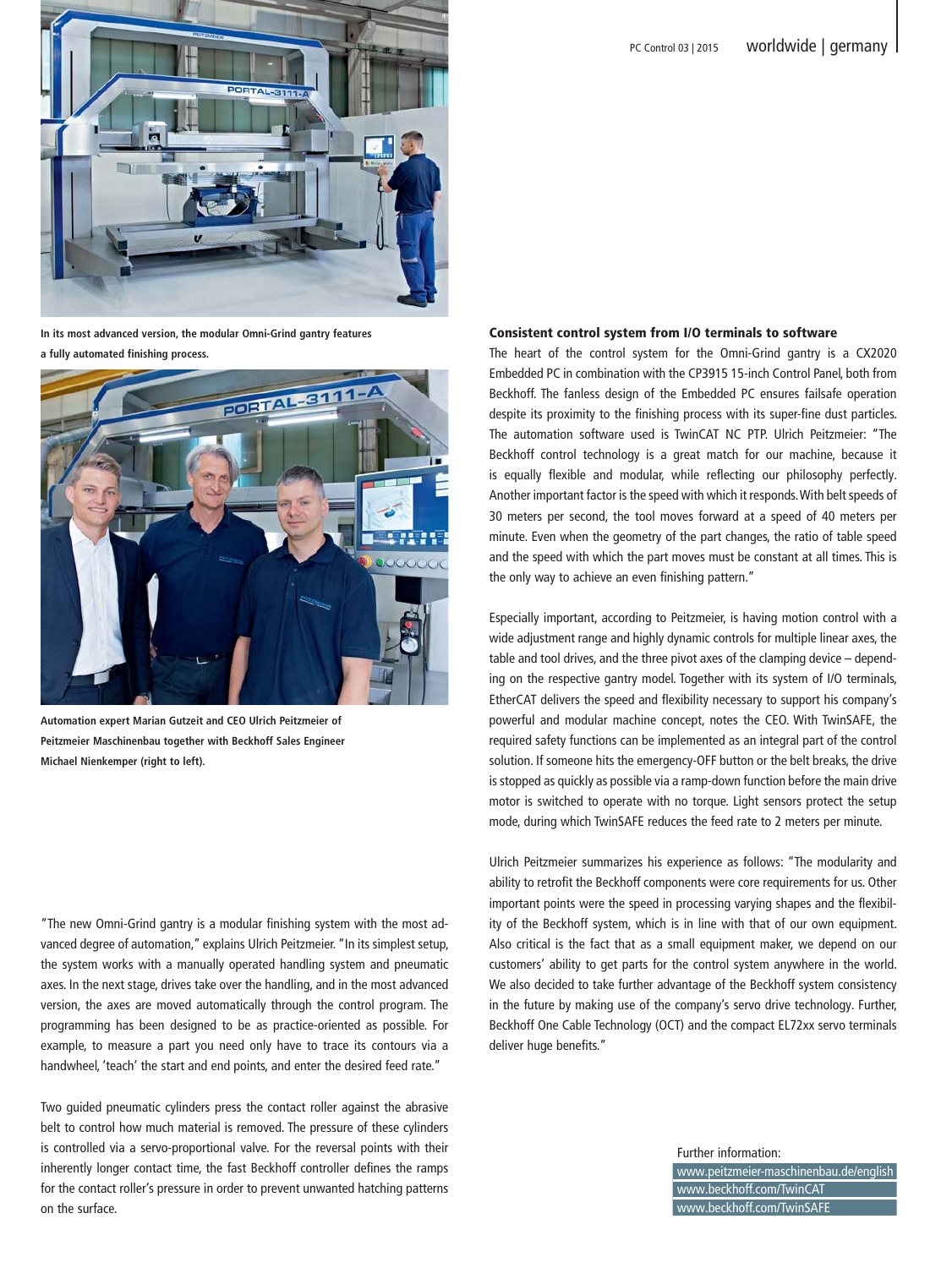In its most advanced version, the modular Omni-Grind gantry features a fully automated finishing process.

Automation expert Marian Gutzeit and CEO Ulrich Peitzmeier of Peitzmeier Maschinenbau together with Beckhoff Sales Engineer Michael Nienkemper (right to left).

"The new Omni-Grind gantry is a modular finishing system with the most advanced degree of automation," explains Ulrich Peitzmeier. "In its simplest setup, the system works with a manually operated handling system and pneumatic axes. In the next stage, drives take over the handling, and in the most advanced version, the axes are moved automatically through the control program. The programming has been designed to be as practice-oriented as possible. For example, to measure a part you need only have to trace its contours via a handwheel, 'teach' the start and end points, and enter the desired feed rate."

Two guided pneumatic cylinders press the contact roller against the abrasive belt to control how much material is removed. The pressure of these cylinders is controlled via a servo-proportional valve. For the reversal points with their inherently longer contact time, the fast Beckhoff controller defines the ramps for the contact roller's pressure in order to prevent unwanted hatching patterns on the surface.

### Consistent control system from I/O terminals to software

The heart of the control system for the Omni-Grind gantry is a CX2020 Embedded PC in combination with the CP3915 15-inch Control Panel, both from Beckhoff. The fanless design of the Embedded PC ensures failsafe operation despite its proximity to the finishing process with its super-fine dust particles. The automation software used is TwinCAT NC PTP. Ulrich Peitzmeier: "The Beckhoff control technology is a great match for our machine, because it is equally flexible and modular, while reflecting our philosophy perfectly. Another important factor is the speed with which it responds. With belt speeds of 30 meters per second, the tool moves forward at a speed of 40 meters per minute. Even when the geometry of the part changes, the ratio of table speed and the speed with which the part moves must be constant at all times. This is the only way to achieve an even finishing pattern."

Especially important, according to Peitzmeier, is having motion control with a wide adjustment range and highly dynamic controls for multiple linear axes, the table and tool drives, and the three pivot axes of the clamping device – depending on the respective gantry model. Together with its system of I/O terminals, EtherCAT delivers the speed and flexibility necessary to support his company's powerful and modular machine concept, notes the CEO. With TwinSAFE, the required safety functions can be implemented as an integral part of the control solution. If someone hits the emergency-OFF button or the belt breaks, the drive is stopped as quickly as possible via a ramp-down function before the main drive motor is switched to operate with no torque. Light sensors protect the setup mode, during which TwinSAFE reduces the feed rate to 2 meters per minute.

Ulrich Peitzmeier summarizes his experience as follows: "The modularity and ability to retrofit the Beckhoff components were core requirements for us. Other important points were the speed in processing varying shapes and the flexibility of the Beckhoff system, which is in line with that of our own equipment. Also critical is the fact that as a small equipment maker, we depend on our customers' ability to get parts for the control system anywhere in the world. We also decided to take further advantage of the Beckhoff system consistency in the future by making use of the company's servo drive technology. Further, Beckhoff One Cable Technology (OCT) and the compact EL72xx servo terminals deliver huge benefits."

Further information:
www.peitzmeier-maschinenbau.de/english
www.beckhoff.com/TwinCAT
www.beckhoff.com/TwinSAFE